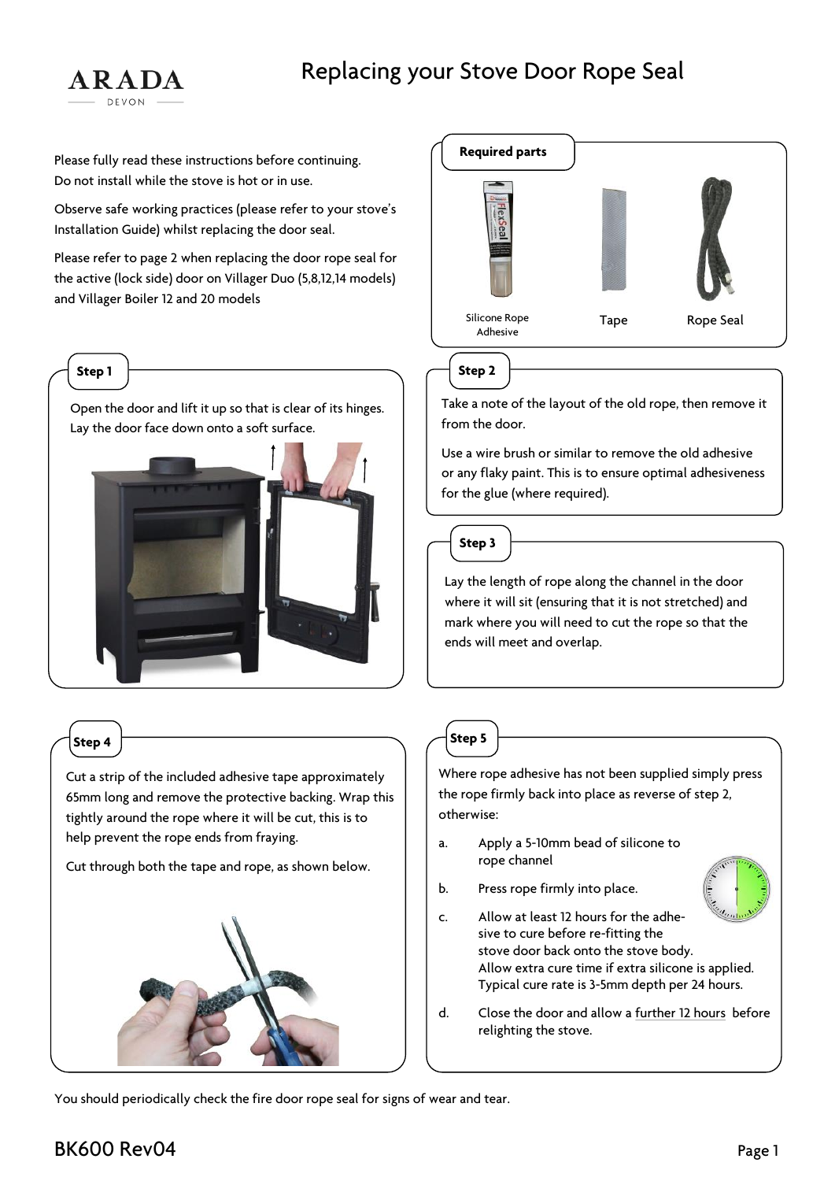ARADA
DEVON

# Replacing your Stove Door Rope Seal

Please fully read these instructions before continuing.
Do not install while the stove is hot or in use.

Observe safe working practices (please refer to your stove's Installation Guide) whilst replacing the door seal.

Please refer to page 2 when replacing the door rope seal for the active (lock side) door on Villager Duo (5,8,12,14 models) and Villager Boiler 12 and 20 models

## Required parts

- Silicone Rope Adhesive
- Tape
- Rope Seal

## Step 1

Open the door and lift it up so that is clear of its hinges. Lay the door face down onto a soft surface.

## Step 2

Take a note of the layout of the old rope, then remove it from the door.

Use a wire brush or similar to remove the old adhesive or any flaky paint. This is to ensure optimal adhesiveness for the glue (where required).

## Step 3

Lay the length of rope along the channel in the door where it will sit (ensuring that it is not stretched) and mark where you will need to cut the rope so that the ends will meet and overlap.

## Step 4

Cut a strip of the included adhesive tape approximately 65mm long and remove the protective backing. Wrap this tightly around the rope where it will be cut, this is to help prevent the rope ends from fraying.

Cut through both the tape and rope, as shown below.

## Step 5

Where rope adhesive has not been supplied simply press the rope firmly back into place as reverse of step 2, otherwise:

a. Apply a 5-10mm bead of silicone to rope channel

b. Press rope firmly into place.

c. Allow at least 12 hours for the adhesive to cure before re-fitting the stove door back onto the stove body. Allow extra cure time if extra silicone is applied. Typical cure rate is 3-5mm depth per 24 hours.

d. Close the door and allow a further 12 hours before relighting the stove.

You should periodically check the fire door rope seal for signs of wear and tear.

BK600 Rev04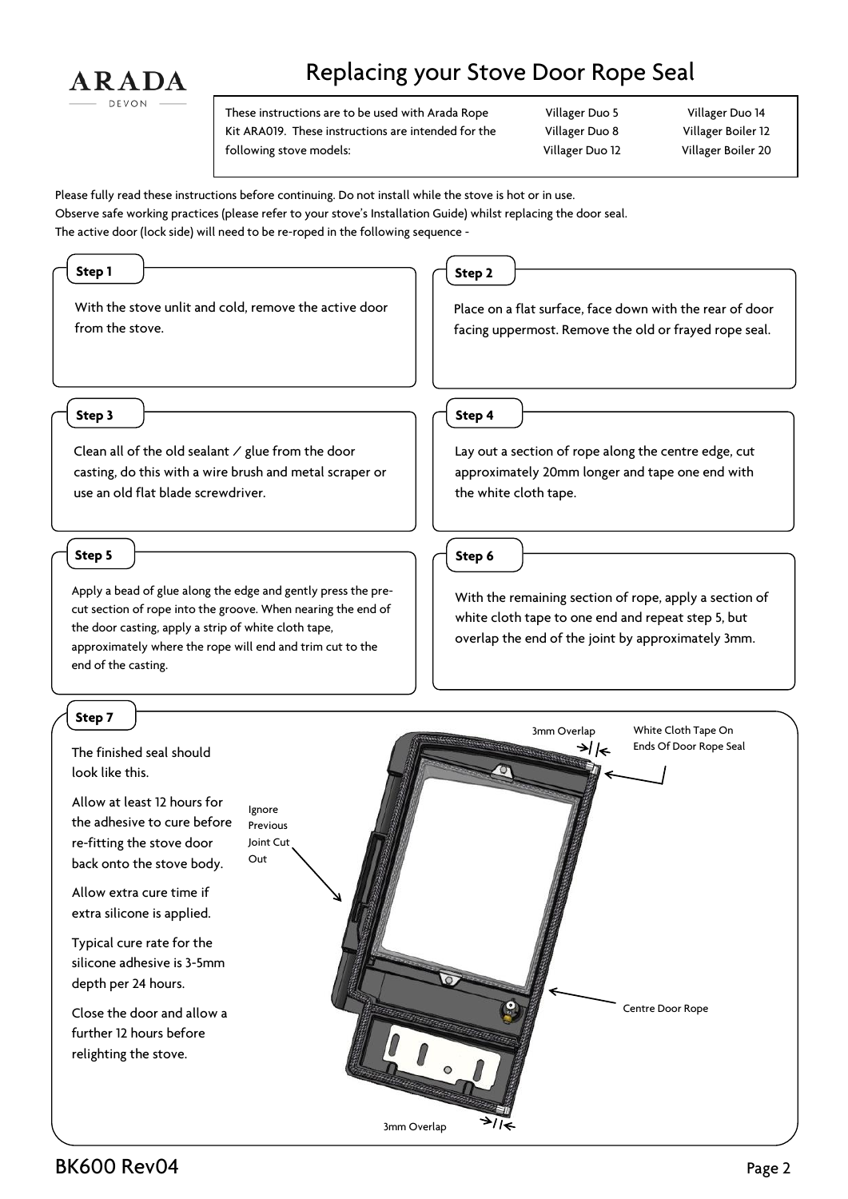ARADA
DEVON

# Replacing your Stove Door Rope Seal

| | | |
|---|---|---|
| These instructions are to be used with Arada Rope Kit ARA019. These instructions are intended for the following stove models: | Villager Duo 5<br>Villager Duo 8<br>Villager Duo 12 | Villager Duo 14<br>Villager Boiler 12<br>Villager Boiler 20 |

Please fully read these instructions before continuing. Do not install while the stove is hot or in use.
Observe safe working practices (please refer to your stove's Installation Guide) whilst replacing the door seal.
The active door (lock side) will need to be re-roped in the following sequence -

**Step 1**

With the stove unlit and cold, remove the active door from the stove.

**Step 2**

Place on a flat surface, face down with the rear of door facing uppermost. Remove the old or frayed rope seal.

**Step 3**

Clean all of the old sealant / glue from the door casting, do this with a wire brush and metal scraper or use an old flat blade screwdriver.

**Step 4**

Lay out a section of rope along the centre edge, cut approximately 20mm longer and tape one end with the white cloth tape.

**Step 5**

Apply a bead of glue along the edge and gently press the pre-cut section of rope into the groove. When nearing the end of the door casting, apply a strip of white cloth tape, approximately where the rope will end and trim cut to the end of the casting.

**Step 6**

With the remaining section of rope, apply a section of white cloth tape to one end and repeat step 5, but overlap the end of the joint by approximately 3mm.

**Step 7**

The finished seal should look like this.

Allow at least 12 hours for the adhesive to cure before re-fitting the stove door back onto the stove body.

Allow extra cure time if extra silicone is applied.

Typical cure rate for the silicone adhesive is 3-5mm depth per 24 hours.

Close the door and allow a further 12 hours before relighting the stove.

3mm Overlap

White Cloth Tape On Ends Of Door Rope Seal

Ignore Previous Joint Cut Out

Centre Door Rope

3mm Overlap

BK600 Rev04